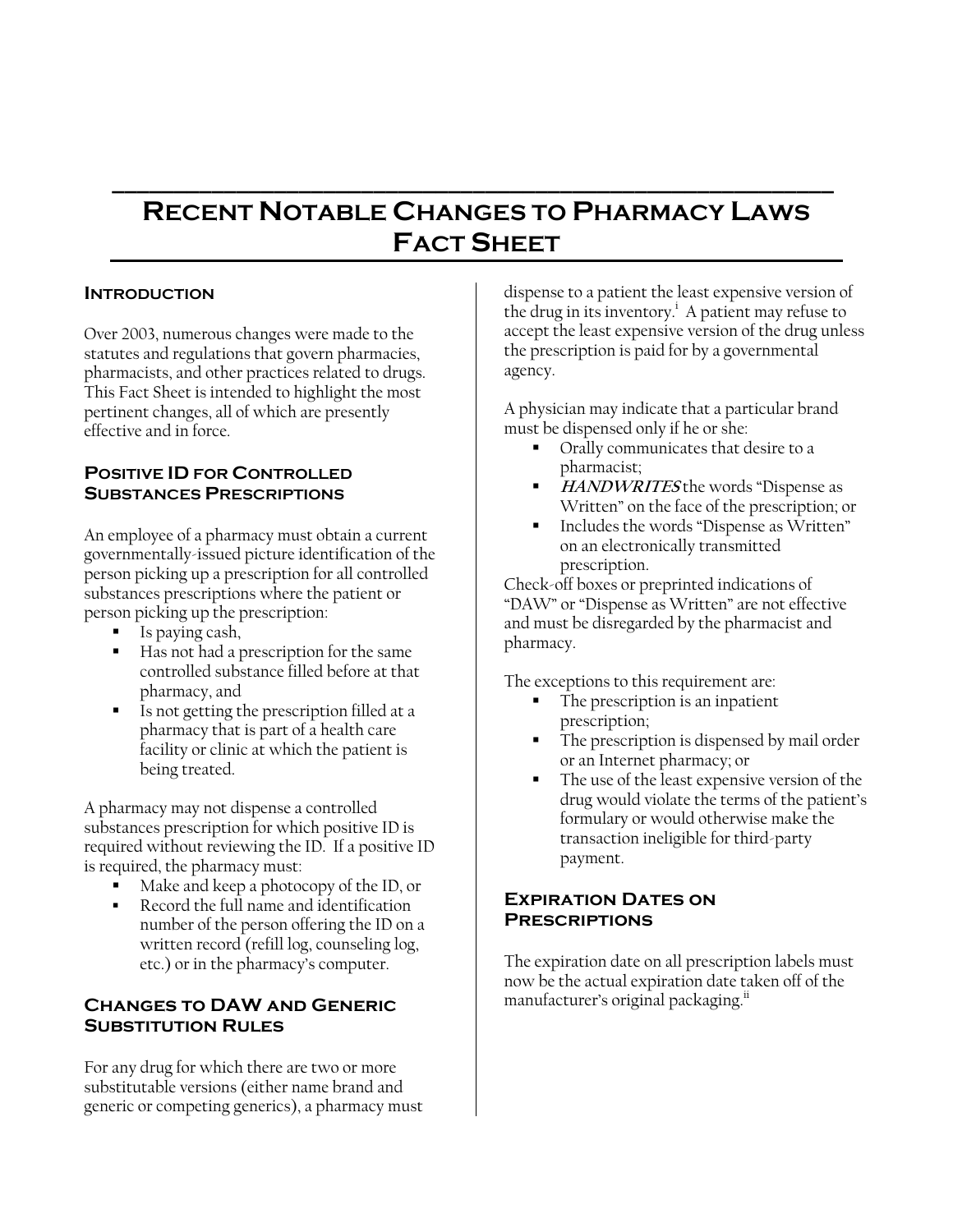# Recent Notable Changes to Pharmacy Laws Fact Sheet

## Introduction

Over 2003, numerous changes were made to the statutes and regulations that govern pharmacies, pharmacists, and other practices related to drugs. This Fact Sheet is intended to highlight the most pertinent changes, all of which are presently effective and in force.

## Positive ID for Controlled Substances Prescriptions

An employee of a pharmacy must obtain a current governmentally-issued picture identification of the person picking up a prescription for all controlled substances prescriptions where the patient or person picking up the prescription:

- Is paying cash,
- Has not had a prescription for the same controlled substance filled before at that pharmacy, and
- Is not getting the prescription filled at a pharmacy that is part of a health care facility or clinic at which the patient is being treated.

A pharmacy may not dispense a controlled substances prescription for which positive ID is required without reviewing the ID. If a positive ID is required, the pharmacy must:

- Make and keep a photocopy of the ID, or
- Record the full name and identification number of the person offering the ID on a written record (refill log, counseling log, etc.) or in the pharmacy's computer.

## Changes to DAW and Generic Substitution Rules

For any drug for which there are two or more substitutable versions (either name brand and generic or competing generics), a pharmacy must dispense to a patient the least expensive version of the drug in its inventory.[i] A patient may refuse to accept the least expensive version of the drug unless the prescription is paid for by a governmental agency.

A physician may indicate that a particular brand must be dispensed only if he or she:

- Orally communicates that desire to a pharmacist;
- ***HANDWRITES*** the words "Dispense as Written" on the face of the prescription; or
- Includes the words "Dispense as Written" on an electronically transmitted prescription.

Check-off boxes or preprinted indications of "DAW" or "Dispense as Written" are not effective and must be disregarded by the pharmacist and pharmacy.

The exceptions to this requirement are:

- The prescription is an inpatient prescription;
- The prescription is dispensed by mail order or an Internet pharmacy; or
- The use of the least expensive version of the drug would violate the terms of the patient's formulary or would otherwise make the transaction ineligible for third-party payment.

## Expiration Dates on Prescriptions

The expiration date on all prescription labels must now be the actual expiration date taken off of the manufacturer's original packaging.[ii]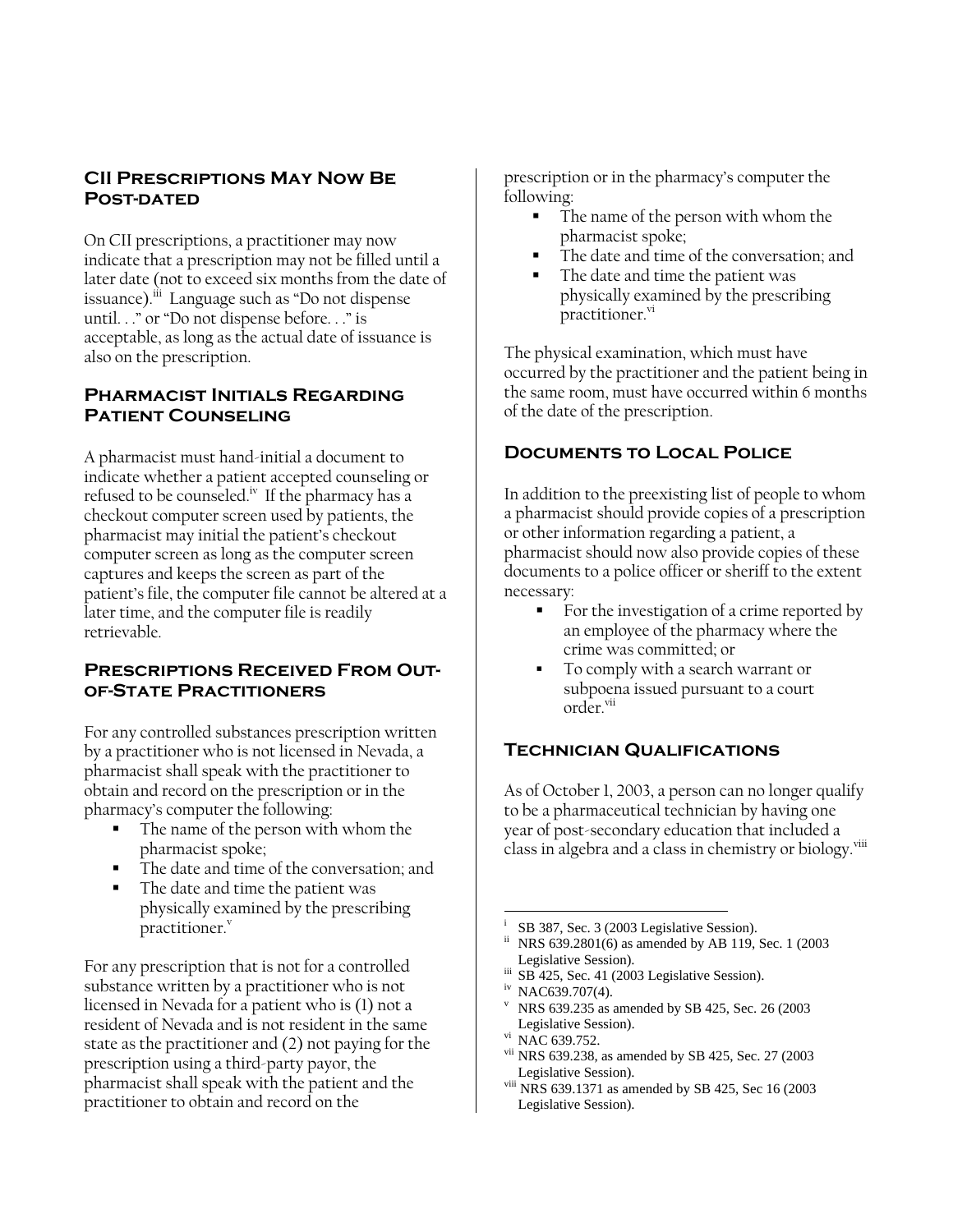## CII Prescriptions May Now Be Post-dated

On CII prescriptions, a practitioner may now indicate that a prescription may not be filled until a later date (not to exceed six months from the date of issuance).[iii] Language such as "Do not dispense until. . ." or "Do not dispense before. . ." is acceptable, as long as the actual date of issuance is also on the prescription.

## Pharmacist Initials Regarding Patient Counseling

A pharmacist must hand-initial a document to indicate whether a patient accepted counseling or refused to be counseled.[iv] If the pharmacy has a checkout computer screen used by patients, the pharmacist may initial the patient's checkout computer screen as long as the computer screen captures and keeps the screen as part of the patient's file, the computer file cannot be altered at a later time, and the computer file is readily retrievable.

## Prescriptions Received From Out-of-State Practitioners

For any controlled substances prescription written by a practitioner who is not licensed in Nevada, a pharmacist shall speak with the practitioner to obtain and record on the prescription or in the pharmacy's computer the following:

- The name of the person with whom the pharmacist spoke;
- The date and time of the conversation; and
- The date and time the patient was physically examined by the prescribing practitioner.[v]

For any prescription that is not for a controlled substance written by a practitioner who is not licensed in Nevada for a patient who is (1) not a resident of Nevada and is not resident in the same state as the practitioner and (2) not paying for the prescription using a third-party payor, the pharmacist shall speak with the patient and the practitioner to obtain and record on the prescription or in the pharmacy's computer the following:

- The name of the person with whom the pharmacist spoke;
- The date and time of the conversation; and
- The date and time the patient was physically examined by the prescribing practitioner.[vi]

The physical examination, which must have occurred by the practitioner and the patient being in the same room, must have occurred within 6 months of the date of the prescription.

## Documents to Local Police

In addition to the preexisting list of people to whom a pharmacist should provide copies of a prescription or other information regarding a patient, a pharmacist should now also provide copies of these documents to a police officer or sheriff to the extent necessary:

- For the investigation of a crime reported by an employee of the pharmacy where the crime was committed; or
- To comply with a search warrant or subpoena issued pursuant to a court order.[vii]

## Technician Qualifications

As of October 1, 2003, a person can no longer qualify to be a pharmaceutical technician by having one year of post-secondary education that included a class in algebra and a class in chemistry or biology.[viii]

---

[i] SB 387, Sec. 3 (2003 Legislative Session).

[ii] NRS 639.2801(6) as amended by AB 119, Sec. 1 (2003 Legislative Session).

[iii] SB 425, Sec. 41 (2003 Legislative Session).

[iv] NAC639.707(4).

[v] NRS 639.235 as amended by SB 425, Sec. 26 (2003 Legislative Session).

[vi] NAC 639.752.

[vii] NRS 639.238, as amended by SB 425, Sec. 27 (2003 Legislative Session).

[viii] NRS 639.1371 as amended by SB 425, Sec 16 (2003 Legislative Session).